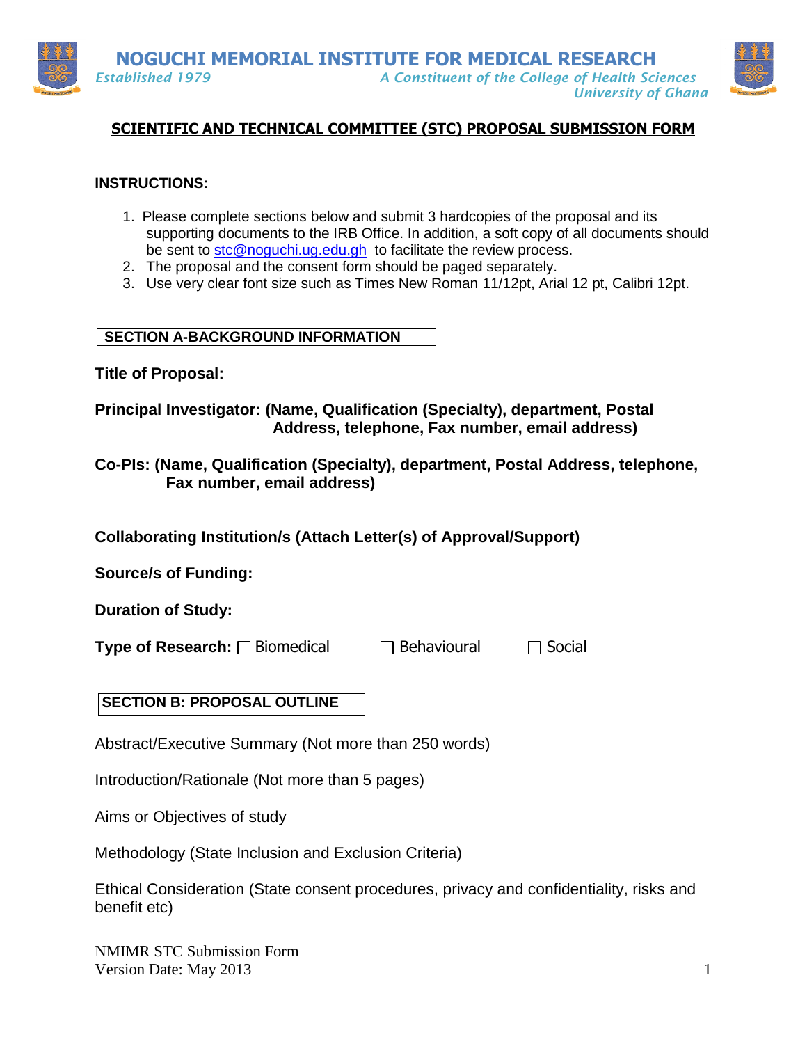# NOGUCHI MEMORIAL INSTITUTE FOR MEDICAL RESEARCH

*Established 1979* *A Constituent of the College of Health Sciences University of Ghana*

## SCIENTIFIC AND TECHNICAL COMMITTEE (STC) PROPOSAL SUBMISSION FORM

**INSTRUCTIONS:**

1. Please complete sections below and submit 3 hardcopies of the proposal and its supporting documents to the IRB Office. In addition, a soft copy of all documents should be sent to stc@noguchi.ug.edu.gh to facilitate the review process.
2. The proposal and the consent form should be paged separately.
3. Use very clear font size such as Times New Roman 11/12pt, Arial 12 pt, Calibri 12pt.

### SECTION A-BACKGROUND INFORMATION

**Title of Proposal:**

**Principal Investigator: (Name, Qualification (Specialty), department, Postal Address, telephone, Fax number, email address)**

**Co-PIs: (Name, Qualification (Specialty), department, Postal Address, telephone, Fax number, email address)**

**Collaborating Institution/s (Attach Letter(s) of Approval/Support)**

**Source/s of Funding:**

**Duration of Study:**

**Type of Research:** ☐ Biomedical ☐ Behavioural ☐ Social

### SECTION B: PROPOSAL OUTLINE

Abstract/Executive Summary (Not more than 250 words)

Introduction/Rationale (Not more than 5 pages)

Aims or Objectives of study

Methodology (State Inclusion and Exclusion Criteria)

Ethical Consideration (State consent procedures, privacy and confidentiality, risks and benefit etc)

NMIMR STC Submission Form
Version Date: May 2013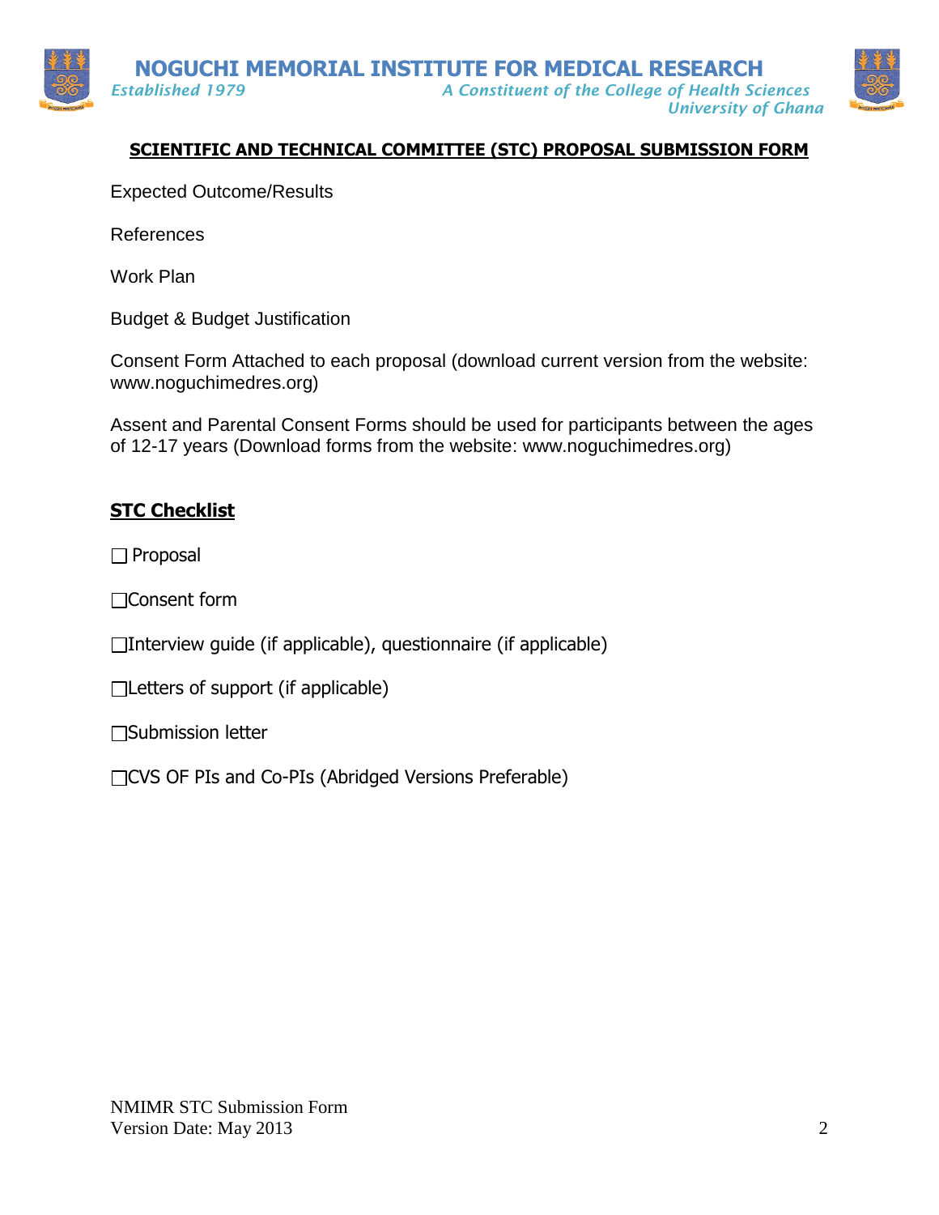## SCIENTIFIC AND TECHNICAL COMMITTEE (STC) PROPOSAL SUBMISSION FORM

Expected Outcome/Results

References

Work Plan

Budget & Budget Justification

Consent Form Attached to each proposal (download current version from the website: www.noguchimedres.org)

Assent and Parental Consent Forms should be used for participants between the ages of 12-17 years (Download forms from the website: www.noguchimedres.org)

### STC Checklist

☐ Proposal

☐Consent form

☐Interview guide (if applicable), questionnaire (if applicable)

☐Letters of support (if applicable)

☐Submission letter

☐CVS OF PIs and Co-PIs (Abridged Versions Preferable)